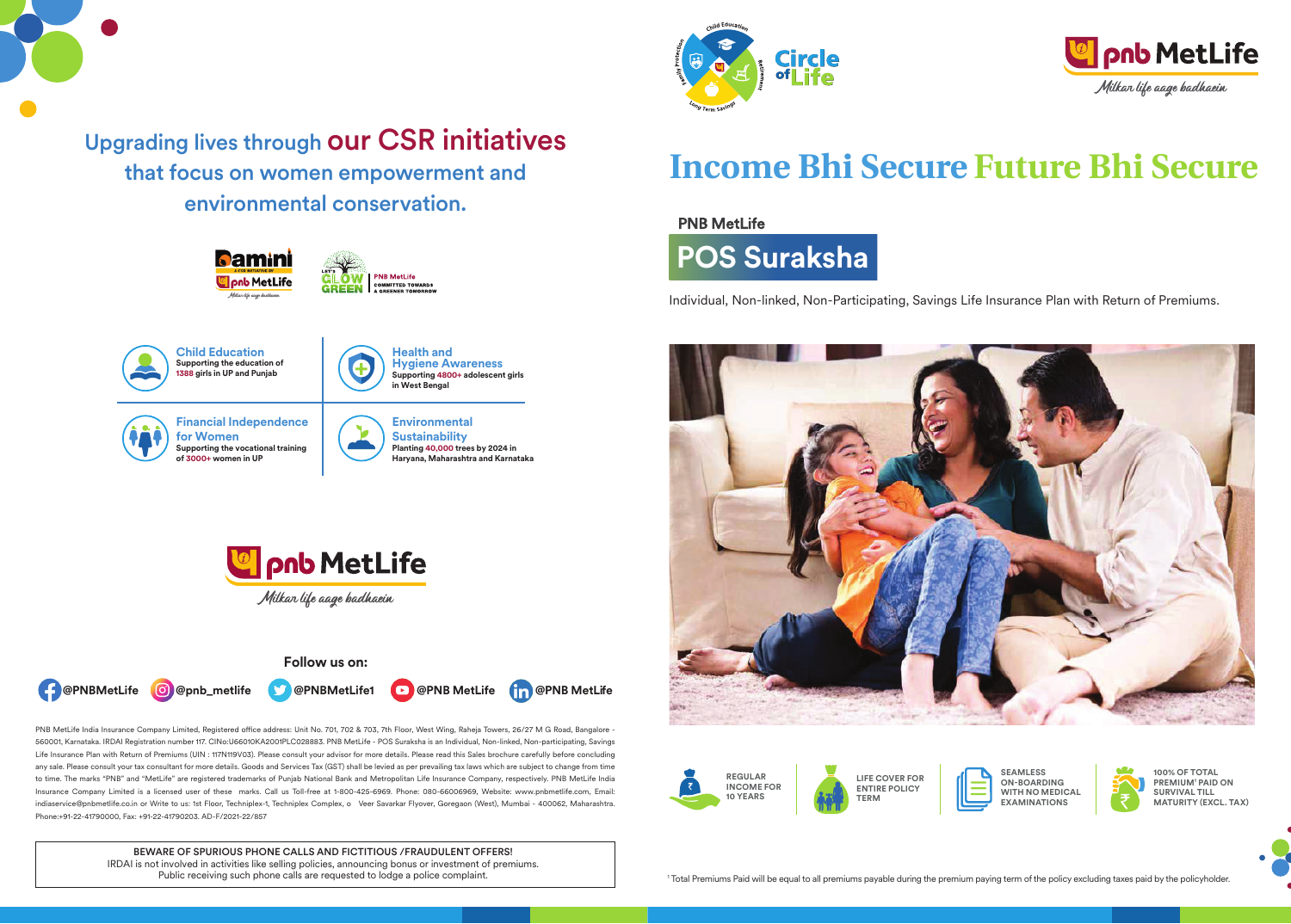## Upgrading lives through our CSR initiatives that focus on women empowerment and environmental conservation.

Damini – A CSR initiative of PNB MetLife

Let's Glow Green – PNB MetLife Committed towards a greener tomorrow

**Child Education**
Supporting the education of 1388 girls in UP and Punjab

**Health and Hygiene Awareness**
Supporting 4800+ adolescent girls in West Bengal

**Financial Independence for Women**
Supporting the vocational training of 3000+ women in UP

**Environmental Sustainability**
Planting 40,000 trees by 2024 in Haryana, Maharashtra and Karnataka

pnb MetLife
*Milkar life aage badhaein*

**Follow us on:**

@PNBMetLife @pnb_metlife @PNBMetLife1 @PNB MetLife @PNB MetLife

PNB MetLife India Insurance Company Limited, Registered office address: Unit No. 701, 702 & 703, 7th Floor, West Wing, Raheja Towers, 26/27 M G Road, Bangalore - 560001, Karnataka. IRDAI Registration number 117. CIN:U66010KA2001PLC028883. PNB MetLife - POS Suraksha is an Individual, Non-linked, Non-participating, Savings Life Insurance Plan with Return of Premiums (UIN : 117N119V03). Please consult your advisor for more details. Please read this Sales brochure carefully before concluding any sale. Please consult your tax consultant for more details. Goods and Services Tax (GST) shall be levied as per prevailing tax laws which are subject to change from time to time. The marks "PNB" and "MetLife" are registered trademarks of Punjab National Bank and Metropolitan Life Insurance Company, respectively. PNB MetLife India Insurance Company Limited is a licensed user of these marks. Call us Toll-free at 1-800-425-6969. Phone: 080-66006969, Website: www.pnbmetlife.com, Email: indiaservice@pnbmetlife.co.in or Write to us: 1st Floor, Techniplex-1, Techniplex Complex, o Veer Savarkar Flyover, Goregaon (West), Mumbai - 400062, Maharashtra. Phone:+91-22-41790000, Fax: +91-22-41790203. AD-F/2021-22/857

**BEWARE OF SPURIOUS PHONE CALLS AND FICTITIOUS /FRAUDULENT OFFERS!**
IRDAI is not involved in activities like selling policies, announcing bonus or investment of premiums. Public receiving such phone calls are requested to lodge a police complaint.

Circle of Life – Child Education, Retirement, Long Term Savings, Family Protection

pnb MetLife
*Milkar life aage badhaein*

# Income Bhi Secure Future Bhi Secure

**PNB MetLife**

## POS Suraksha

Individual, Non-linked, Non-Participating, Savings Life Insurance Plan with Return of Premiums.

- REGULAR INCOME FOR 10 YEARS
- LIFE COVER FOR ENTIRE POLICY TERM
- SEAMLESS ON-BOARDING WITH NO MEDICAL EXAMINATIONS
- 100% OF TOTAL PREMIUM[1] PAID ON SURVIVAL TILL MATURITY (EXCL. TAX)

[1] Total Premiums Paid will be equal to all premiums payable during the premium paying term of the policy excluding taxes paid by the policyholder.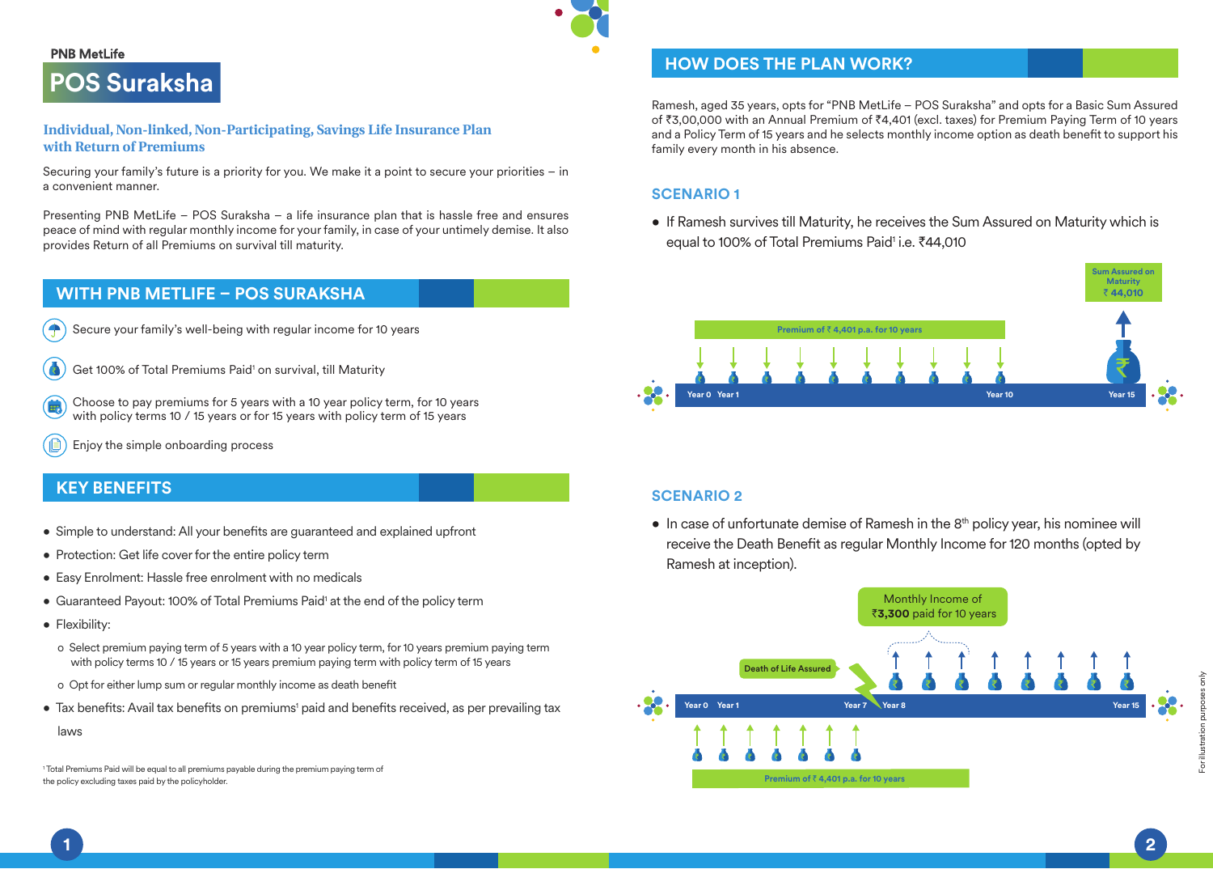PNB MetLife

# POS Suraksha

**Individual, Non-linked, Non-Participating, Savings Life Insurance Plan with Return of Premiums**

Securing your family's future is a priority for you. We make it a point to secure your priorities – in a convenient manner.

Presenting PNB MetLife – POS Suraksha – a life insurance plan that is hassle free and ensures peace of mind with regular monthly income for your family, in case of your untimely demise. It also provides Return of all Premiums on survival till maturity.

## WITH PNB METLIFE – POS SURAKSHA

- Secure your family's well-being with regular income for 10 years
- Get 100% of Total Premiums Paid[1] on survival, till Maturity
- Choose to pay premiums for 5 years with a 10 year policy term, for 10 years with policy terms 10 / 15 years or for 15 years with policy term of 15 years
- Enjoy the simple onboarding process

## KEY BENEFITS

- Simple to understand: All your benefits are guaranteed and explained upfront
- Protection: Get life cover for the entire policy term
- Easy Enrolment: Hassle free enrolment with no medicals
- Guaranteed Payout: 100% of Total Premiums Paid[1] at the end of the policy term
- Flexibility:
  - Select premium paying term of 5 years with a 10 year policy term, for 10 years premium paying term with policy terms 10 / 15 years or 15 years premium paying term with policy term of 15 years
  - Opt for either lump sum or regular monthly income as death benefit
- Tax benefits: Avail tax benefits on premiums[1] paid and benefits received, as per prevailing tax laws

[1] Total Premiums Paid will be equal to all premiums payable during the premium paying term of the policy excluding taxes paid by the policyholder.

## HOW DOES THE PLAN WORK?

Ramesh, aged 35 years, opts for "PNB MetLife – POS Suraksha" and opts for a Basic Sum Assured of ₹3,00,000 with an Annual Premium of ₹4,401 (excl. taxes) for Premium Paying Term of 10 years and a Policy Term of 15 years and he selects monthly income option as death benefit to support his family every month in his absence.

### SCENARIO 1

- If Ramesh survives till Maturity, he receives the Sum Assured on Maturity which is equal to 100% of Total Premiums Paid[1] i.e. ₹44,010

Premium of ₹ 4,401 p.a. for 10 years

Year 0 Year 1 Year 10 Year 15

Sum Assured on Maturity ₹ 44,010

### SCENARIO 2

- In case of unfortunate demise of Ramesh in the 8th policy year, his nominee will receive the Death Benefit as regular Monthly Income for 120 months (opted by Ramesh at inception).

Monthly Income of ₹**3,300** paid for 10 years

Death of Life Assured

Year 0 Year 1 Year 7 Year 8 Year 15

Premium of ₹ 4,401 p.a. for 10 years

For illustration purposes only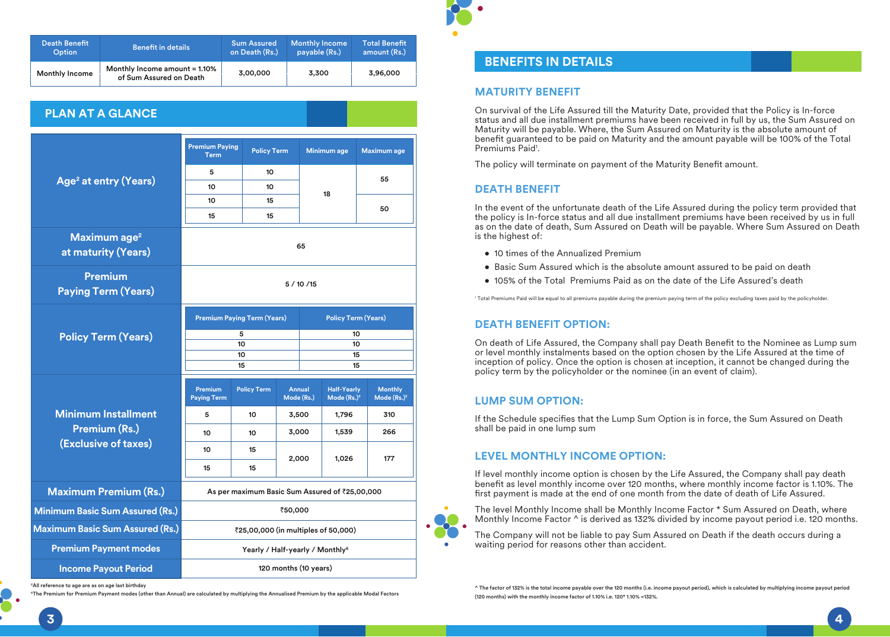| Death Benefit Option | Benefit in details | Sum Assured on Death (Rs.) | Monthly Income payable (Rs.) | Total Benefit amount (Rs.) |
|---|---|---|---|---|
| Monthly Income | Monthly Income amount = 1.10% of Sum Assured on Death | 3,00,000 | 3,300 | 3,96,000 |

## PLAN AT A GLANCE

**Age[2] at entry (Years)**

| Premium Paying Term | Policy Term | Minimum age | Maximum age |
|---|---|---|---|
| 5 | 10 | 18 | 55 |
| 10 | 10 | | |
| 10 | 15 | | 50 |
| 15 | 15 | | |

**Maximum age[2] at maturity (Years):** 65

**Premium Paying Term (Years):** 5 / 10 /15

**Policy Term (Years)**

| Premium Paying Term (Years) | Policy Term (Years) |
|---|---|
| 5 | 10 |
| 10 | 10 |
| 10 | 15 |
| 15 | 15 |

**Minimum Installment Premium (Rs.) (Exclusive of taxes)**

| Premium Paying Term | Policy Term | Annual Mode (Rs.) | Half-Yearly Mode (Rs.)[3] | Monthly Mode (Rs.)[3] |
|---|---|---|---|---|
| 5 | 10 | 3,500 | 1,796 | 310 |
| 10 | 10 | 3,000 | 1,539 | 266 |
| 10 | 15 | 2,000 | 1,026 | 177 |
| 15 | 15 | | | |

| | |
|---|---|
| **Maximum Premium (Rs.)** | As per maximum Basic Sum Assured of ₹25,00,000 |
| **Minimum Basic Sum Assured (Rs.)** | ₹50,000 |
| **Maximum Basic Sum Assured (Rs.)** | ₹25,00,000 (in multiples of 50,000) |
| **Premium Payment modes** | Yearly / Half-yearly / Monthly[6] |
| **Income Payout Period** | 120 months (10 years) |

[2]All reference to age are as on age last birthday

[6]The Premium for Premium Payment modes (other than Annual) are calculated by multiplying the Annualised Premium by the applicable Modal Factors

## BENEFITS IN DETAILS

### MATURITY BENEFIT

On survival of the Life Assured till the Maturity Date, provided that the Policy is In-force status and all due installment premiums have been received in full by us, the Sum Assured on Maturity will be payable. Where, the Sum Assured on Maturity is the absolute amount of benefit guaranteed to be paid on Maturity and the amount payable will be 100% of the Total Premiums Paid[1].

The policy will terminate on payment of the Maturity Benefit amount.

### DEATH BENEFIT

In the event of the unfortunate death of the Life Assured during the policy term provided that the policy is In-force status and all due installment premiums have been received by us in full as on the date of death, Sum Assured on Death will be payable. Where Sum Assured on Death is the highest of:

- 10 times of the Annualized Premium
- Basic Sum Assured which is the absolute amount assured to be paid on death
- 105% of the Total Premiums Paid as on the date of the Life Assured's death

[1] Total Premiums Paid will be equal to all premiums payable during the premium paying term of the policy excluding taxes paid by the policyholder.

### DEATH BENEFIT OPTION:

On death of Life Assured, the Company shall pay Death Benefit to the Nominee as Lump sum or level monthly instalments based on the option chosen by the Life Assured at the time of inception of policy. Once the option is chosen at inception, it cannot be changed during the policy term by the policyholder or the nominee (in an event of claim).

### LUMP SUM OPTION:

If the Schedule specifies that the Lump Sum Option is in force, the Sum Assured on Death shall be paid in one lump sum

### LEVEL MONTHLY INCOME OPTION:

If level monthly income option is chosen by the Life Assured, the Company shall pay death benefit as level monthly income over 120 months, where monthly income factor is 1.10%. The first payment is made at the end of one month from the date of death of Life Assured.

The level Monthly Income shall be Monthly Income Factor * Sum Assured on Death, where Monthly Income Factor ^ is derived as 132% divided by income payout period i.e. 120 months.

The Company will not be liable to pay Sum Assured on Death if the death occurs during a waiting period for reasons other than accident.

^ The factor of 132% is the total income payable over the 120 months (i.e. income payout period), which is calculated by multiplying income payout period (120 months) with the monthly income factor of 1.10% i.e. 120* 1.10% =132%.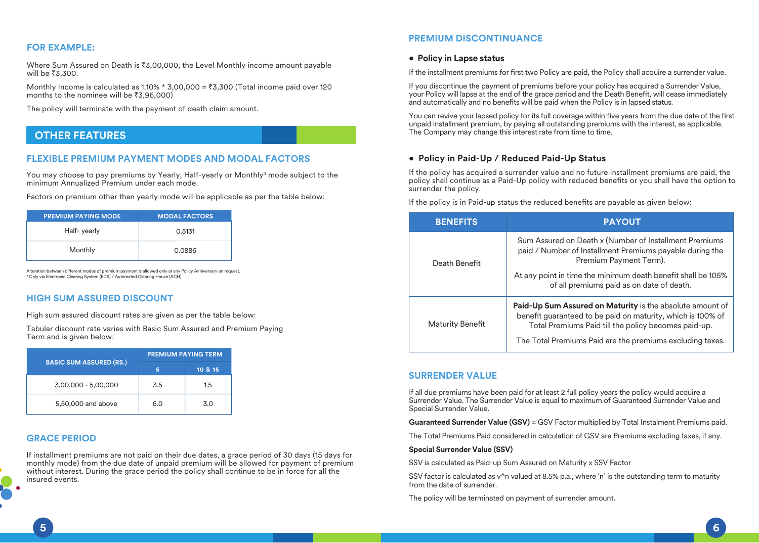### FOR EXAMPLE:

Where Sum Assured on Death is ₹3,00,000, the Level Monthly income amount payable will be ₹3,300.

Monthly Income is calculated as 1.10% * 3,00,000 = ₹3,300 (Total income paid over 120 months to the nominee will be ₹3,96,000)

The policy will terminate with the payment of death claim amount.

## OTHER FEATURES

### FLEXIBLE PREMIUM PAYMENT MODES AND MODAL FACTORS

You may choose to pay premiums by Yearly, Half-yearly or Monthly[4] mode subject to the minimum Annualized Premium under each mode.

Factors on premium other than yearly mode will be applicable as per the table below:

| PREMIUM PAYING MODE | MODAL FACTORS |
|---|---|
| Half- yearly | 0.5131 |
| Monthly | 0.0886 |

Alteration between different modes of premium payment is allowed only at any Policy Anniversary on request.
[4] Only via Electronic Clearing System (ECS) / Automated Clearing House (ACH)

### HIGH SUM ASSURED DISCOUNT

High sum assured discount rates are given as per the table below:

Tabular discount rate varies with Basic Sum Assured and Premium Paying Term and is given below:

| BASIC SUM ASSURED (RS.) | PREMIUM PAYING TERM | |
|---|---|---|
| | 5 | 10 & 15 |
| 3,00,000 - 5,00,000 | 3.5 | 1.5 |
| 5,50,000 and above | 6.0 | 3.0 |

### GRACE PERIOD

If installment premiums are not paid on their due dates, a grace period of 30 days (15 days for monthly mode) from the due date of unpaid premium will be allowed for payment of premium without interest. During the grace period the policy shall continue to be in force for all the insured events.

### PREMIUM DISCONTINUANCE

- **Policy in Lapse status**

If the installment premiums for first two Policy are paid, the Policy shall acquire a surrender value.

If you discontinue the payment of premiums before your policy has acquired a Surrender Value, your Policy will lapse at the end of the grace period and the Death Benefit, will cease immediately and automatically and no benefits will be paid when the Policy is in lapsed status.

You can revive your lapsed policy for its full coverage within five years from the due date of the first unpaid installment premium, by paying all outstanding premiums with the interest, as applicable. The Company may change this interest rate from time to time.

- **Policy in Paid-Up / Reduced Paid-Up Status**

If the policy has acquired a surrender value and no future installment premiums are paid, the policy shall continue as a Paid-Up policy with reduced benefits or you shall have the option to surrender the policy.

If the policy is in Paid-up status the reduced benefits are payable as given below:

| BENEFITS | PAYOUT |
|---|---|
| Death Benefit | Sum Assured on Death x (Number of Installment Premiums paid / Number of Installment Premiums payable during the Premium Payment Term).<br><br>At any point in time the minimum death benefit shall be 105% of all premiums paid as on date of death. |
| Maturity Benefit | **Paid-Up Sum Assured on Maturity** is the absolute amount of benefit guaranteed to be paid on maturity, which is 100% of Total Premiums Paid till the policy becomes paid-up.<br><br>The Total Premiums Paid are the premiums excluding taxes. |

### SURRENDER VALUE

If all due premiums have been paid for at least 2 full policy years the policy would acquire a Surrender Value. The Surrender Value is equal to maximum of Guaranteed Surrender Value and Special Surrender Value.

**Guaranteed Surrender Value (GSV)** = GSV Factor multiplied by Total Instalment Premiums paid.

The Total Premiums Paid considered in calculation of GSV are Premiums excluding taxes, if any.

**Special Surrender Value (SSV)**

SSV is calculated as Paid-up Sum Assured on Maturity x SSV Factor

SSV factor is calculated as v^n valued at 8.5% p.a., where 'n' is the outstanding term to maturity from the date of surrender.

The policy will be terminated on payment of surrender amount.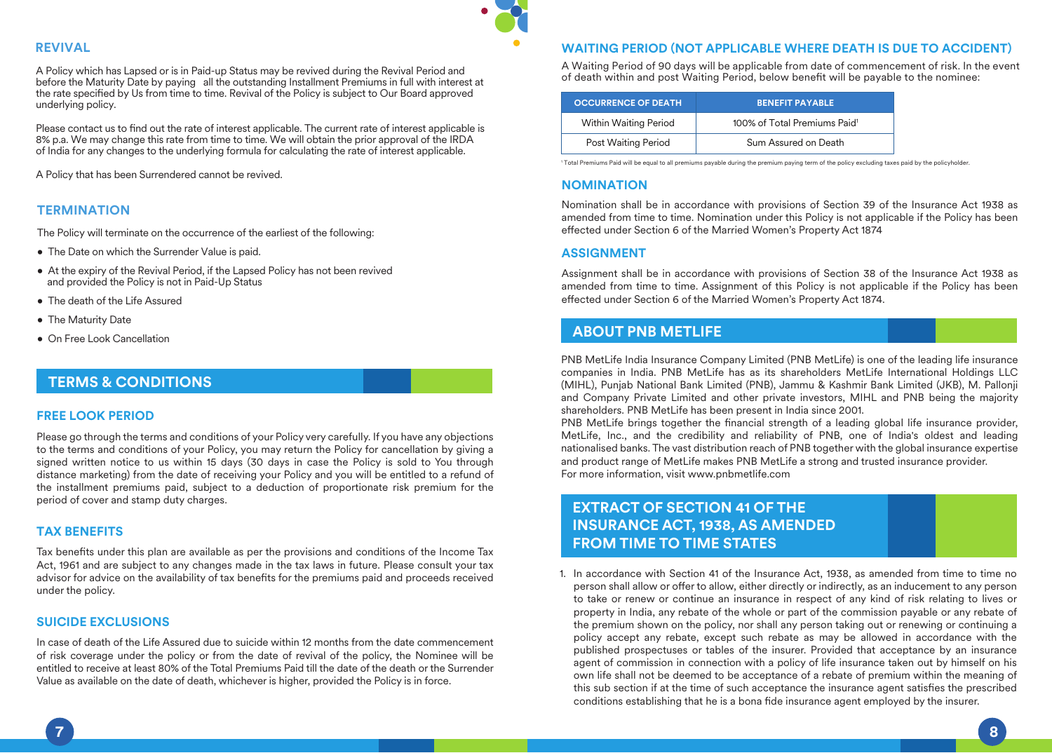## REVIVAL

A Policy which has Lapsed or is in Paid-up Status may be revived during the Revival Period and before the Maturity Date by paying all the outstanding Installment Premiums in full with interest at the rate specified by Us from time to time. Revival of the Policy is subject to Our Board approved underlying policy.

Please contact us to find out the rate of interest applicable. The current rate of interest applicable is 8% p.a. We may change this rate from time to time. We will obtain the prior approval of the IRDA of India for any changes to the underlying formula for calculating the rate of interest applicable.

A Policy that has been Surrendered cannot be revived.

## TERMINATION

The Policy will terminate on the occurrence of the earliest of the following:

- The Date on which the Surrender Value is paid.
- At the expiry of the Revival Period, if the Lapsed Policy has not been revived and provided the Policy is not in Paid-Up Status
- The death of the Life Assured
- The Maturity Date
- On Free Look Cancellation

# TERMS & CONDITIONS

## FREE LOOK PERIOD

Please go through the terms and conditions of your Policy very carefully. If you have any objections to the terms and conditions of your Policy, you may return the Policy for cancellation by giving a signed written notice to us within 15 days (30 days in case the Policy is sold to You through distance marketing) from the date of receiving your Policy and you will be entitled to a refund of the installment premiums paid, subject to a deduction of proportionate risk premium for the period of cover and stamp duty charges.

## TAX BENEFITS

Tax benefits under this plan are available as per the provisions and conditions of the Income Tax Act, 1961 and are subject to any changes made in the tax laws in future. Please consult your tax advisor for advice on the availability of tax benefits for the premiums paid and proceeds received under the policy.

## SUICIDE EXCLUSIONS

In case of death of the Life Assured due to suicide within 12 months from the date commencement of risk coverage under the policy or from the date of revival of the policy, the Nominee will be entitled to receive at least 80% of the Total Premiums Paid till the date of the death or the Surrender Value as available on the date of death, whichever is higher, provided the Policy is in force.

## WAITING PERIOD (NOT APPLICABLE WHERE DEATH IS DUE TO ACCIDENT)

A Waiting Period of 90 days will be applicable from date of commencement of risk. In the event of death within and post Waiting Period, below benefit will be payable to the nominee:

| OCCURRENCE OF DEATH | BENEFIT PAYABLE |
|---|---|
| Within Waiting Period | 100% of Total Premiums Paid[1] |
| Post Waiting Period | Sum Assured on Death |

[1] Total Premiums Paid will be equal to all premiums payable during the premium paying term of the policy excluding taxes paid by the policyholder.

## NOMINATION

Nomination shall be in accordance with provisions of Section 39 of the Insurance Act 1938 as amended from time to time. Nomination under this Policy is not applicable if the Policy has been effected under Section 6 of the Married Women's Property Act 1874

## ASSIGNMENT

Assignment shall be in accordance with provisions of Section 38 of the Insurance Act 1938 as amended from time to time. Assignment of this Policy is not applicable if the Policy has been effected under Section 6 of the Married Women's Property Act 1874.

# ABOUT PNB METLIFE

PNB MetLife India Insurance Company Limited (PNB MetLife) is one of the leading life insurance companies in India. PNB MetLife has as its shareholders MetLife International Holdings LLC (MIHL), Punjab National Bank Limited (PNB), Jammu & Kashmir Bank Limited (JKB), M. Pallonji and Company Private Limited and other private investors, MIHL and PNB being the majority shareholders. PNB MetLife has been present in India since 2001.

PNB MetLife brings together the financial strength of a leading global life insurance provider, MetLife, Inc., and the credibility and reliability of PNB, one of India's oldest and leading nationalised banks. The vast distribution reach of PNB together with the global insurance expertise and product range of MetLife makes PNB MetLife a strong and trusted insurance provider.

For more information, visit www.pnbmetlife.com

# EXTRACT OF SECTION 41 OF THE INSURANCE ACT, 1938, AS AMENDED FROM TIME TO TIME STATES

1. In accordance with Section 41 of the Insurance Act, 1938, as amended from time to time no person shall allow or offer to allow, either directly or indirectly, as an inducement to any person to take or renew or continue an insurance in respect of any kind of risk relating to lives or property in India, any rebate of the whole or part of the commission payable or any rebate of the premium shown on the policy, nor shall any person taking out or renewing or continuing a policy accept any rebate, except such rebate as may be allowed in accordance with the published prospectuses or tables of the insurer. Provided that acceptance by an insurance agent of commission in connection with a policy of life insurance taken out by himself on his own life shall not be deemed to be acceptance of a rebate of premium within the meaning of this sub section if at the time of such acceptance the insurance agent satisfies the prescribed conditions establishing that he is a bona fide insurance agent employed by the insurer.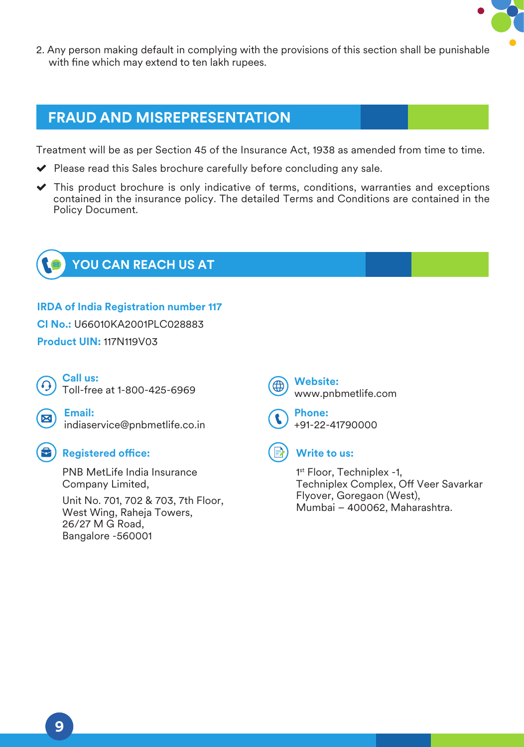2. Any person making default in complying with the provisions of this section shall be punishable with fine which may extend to ten lakh rupees.

## FRAUD AND MISREPRESENTATION

Treatment will be as per Section 45 of the Insurance Act, 1938 as amended from time to time.

- Please read this Sales brochure carefully before concluding any sale.
- This product brochure is only indicative of terms, conditions, warranties and exceptions contained in the insurance policy. The detailed Terms and Conditions are contained in the Policy Document.

## YOU CAN REACH US AT

**IRDA of India Registration number 117**

**CI No.:** U66010KA2001PLC028883

**Product UIN:** 117N119V03

**Call us:**
Toll-free at 1-800-425-6969

**Email:**
indiaservice@pnbmetlife.co.in

**Registered office:**

PNB MetLife India Insurance Company Limited,

Unit No. 701, 702 & 703, 7th Floor,
West Wing, Raheja Towers,
26/27 M G Road,
Bangalore -560001

**Website:**
www.pnbmetlife.com

**Phone:**
+91-22-41790000

**Write to us:**

1st Floor, Techniplex -1,
Techniplex Complex, Off Veer Savarkar Flyover, Goregaon (West),
Mumbai – 400062, Maharashtra.